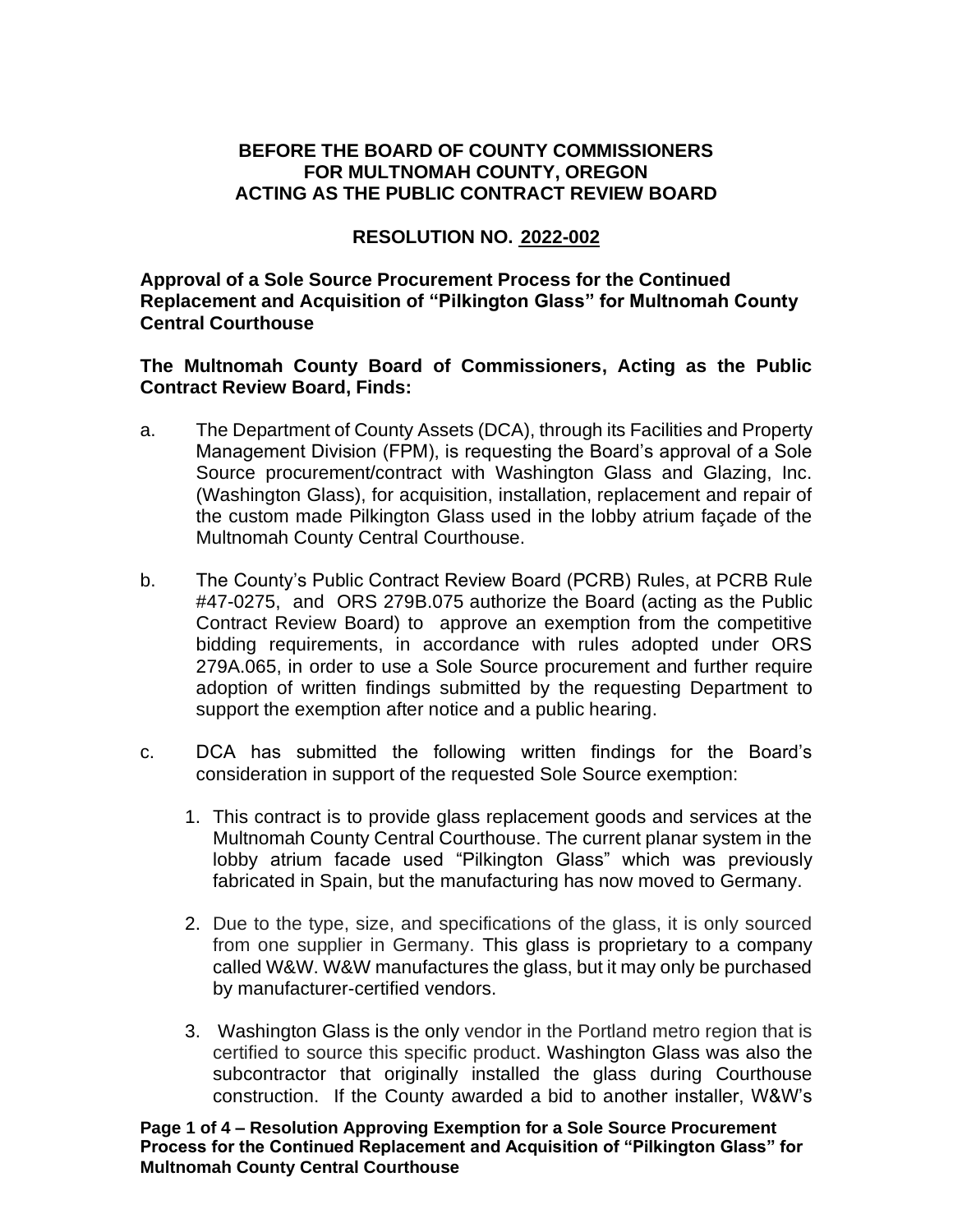**BEFORE THE BOARD OF COUNTY COMMISSIONERS FOR MULTNOMAH COUNTY, OREGON ACTING AS THE PUBLIC CONTRACT REVIEW BOARD**

**RESOLUTION NO. 2022-002**

**Approval of a Sole Source Procurement Process for the Continued Replacement and Acquisition of "Pilkington Glass" for Multnomah County Central Courthouse**

**The Multnomah County Board of Commissioners, Acting as the Public Contract Review Board, Finds:**

a. The Department of County Assets (DCA), through its Facilities and Property Management Division (FPM), is requesting the Board's approval of a Sole Source procurement/contract with Washington Glass and Glazing, Inc. (Washington Glass), for acquisition, installation, replacement and repair of the custom made Pilkington Glass used in the lobby atrium façade of the Multnomah County Central Courthouse.

b. The County's Public Contract Review Board (PCRB) Rules, at PCRB Rule #47-0275, and ORS 279B.075 authorize the Board (acting as the Public Contract Review Board) to approve an exemption from the competitive bidding requirements, in accordance with rules adopted under ORS 279A.065, in order to use a Sole Source procurement and further require adoption of written findings submitted by the requesting Department to support the exemption after notice and a public hearing.

c. DCA has submitted the following written findings for the Board's consideration in support of the requested Sole Source exemption:

1. This contract is to provide glass replacement goods and services at the Multnomah County Central Courthouse. The current planar system in the lobby atrium facade used "Pilkington Glass" which was previously fabricated in Spain, but the manufacturing has now moved to Germany.

2. Due to the type, size, and specifications of the glass, it is only sourced from one supplier in Germany. This glass is proprietary to a company called W&W. W&W manufactures the glass, but it may only be purchased by manufacturer-certified vendors.

3. Washington Glass is the only vendor in the Portland metro region that is certified to source this specific product. Washington Glass was also the subcontractor that originally installed the glass during Courthouse construction. If the County awarded a bid to another installer, W&W's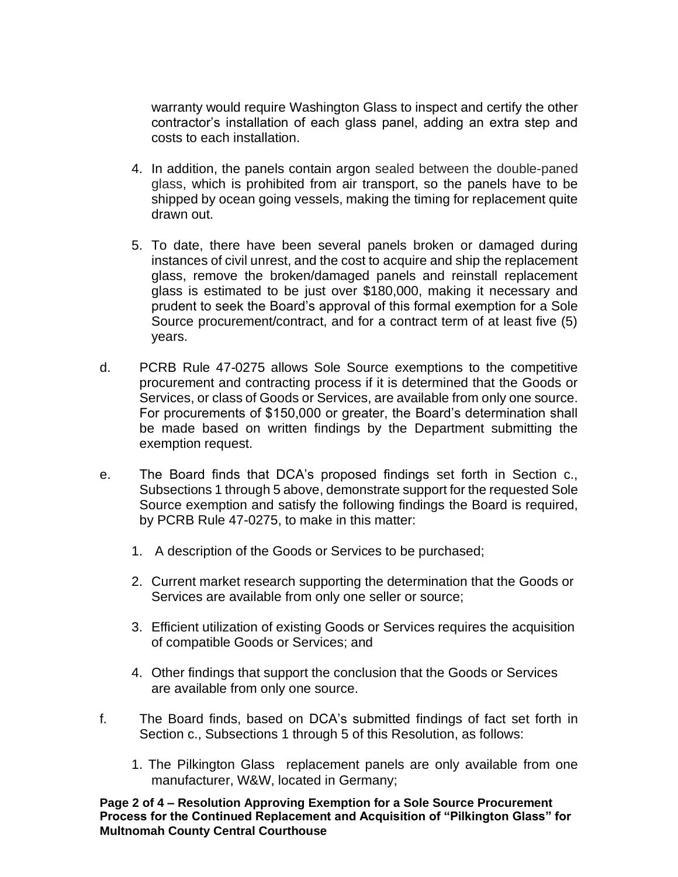warranty would require Washington Glass to inspect and certify the other contractor's installation of each glass panel, adding an extra step and costs to each installation.

4. In addition, the panels contain argon sealed between the double-paned glass, which is prohibited from air transport, so the panels have to be shipped by ocean going vessels, making the timing for replacement quite drawn out.

5. To date, there have been several panels broken or damaged during instances of civil unrest, and the cost to acquire and ship the replacement glass, remove the broken/damaged panels and reinstall replacement glass is estimated to be just over $180,000, making it necessary and prudent to seek the Board's approval of this formal exemption for a Sole Source procurement/contract, and for a contract term of at least five (5) years.

d. PCRB Rule 47-0275 allows Sole Source exemptions to the competitive procurement and contracting process if it is determined that the Goods or Services, or class of Goods or Services, are available from only one source. For procurements of $150,000 or greater, the Board's determination shall be made based on written findings by the Department submitting the exemption request.

e. The Board finds that DCA's proposed findings set forth in Section c., Subsections 1 through 5 above, demonstrate support for the requested Sole Source exemption and satisfy the following findings the Board is required, by PCRB Rule 47-0275, to make in this matter:

   1. A description of the Goods or Services to be purchased;

   2. Current market research supporting the determination that the Goods or Services are available from only one seller or source;

   3. Efficient utilization of existing Goods or Services requires the acquisition of compatible Goods or Services; and

   4. Other findings that support the conclusion that the Goods or Services are available from only one source.

f. The Board finds, based on DCA's submitted findings of fact set forth in Section c., Subsections 1 through 5 of this Resolution, as follows:

   1. The Pilkington Glass replacement panels are only available from one manufacturer, W&W, located in Germany;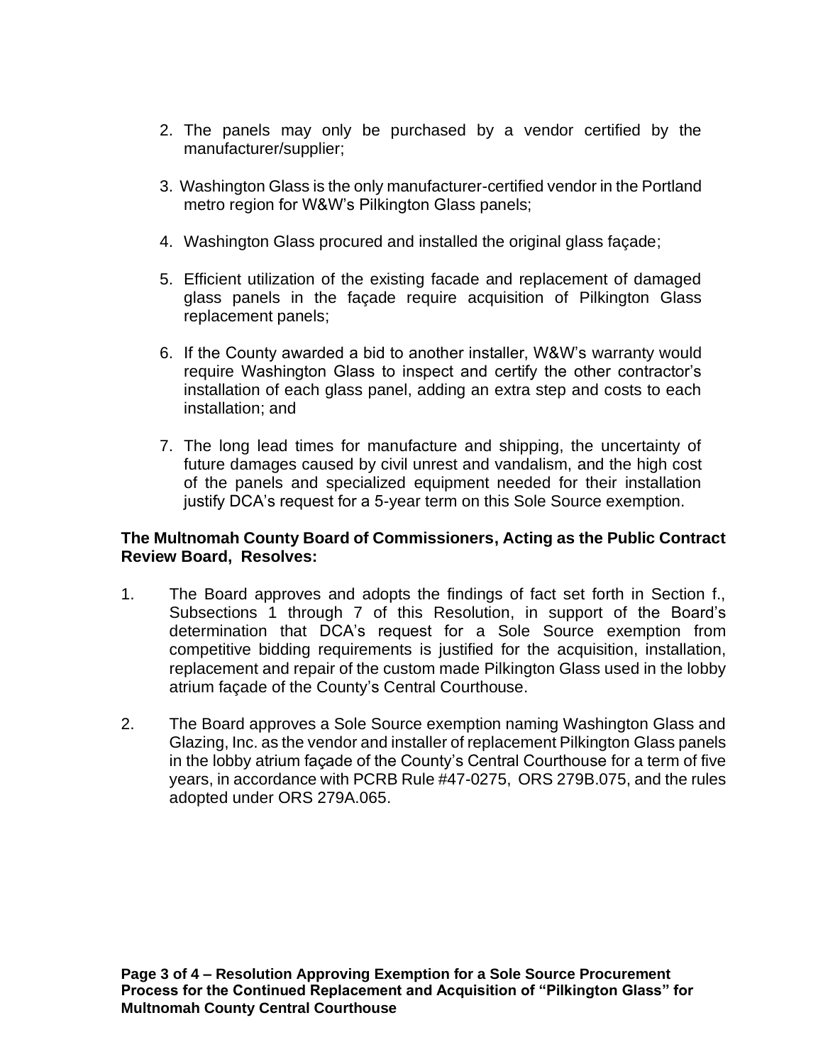2. The panels may only be purchased by a vendor certified by the manufacturer/supplier;

3. Washington Glass is the only manufacturer-certified vendor in the Portland metro region for W&W's Pilkington Glass panels;

4. Washington Glass procured and installed the original glass façade;

5. Efficient utilization of the existing facade and replacement of damaged glass panels in the façade require acquisition of Pilkington Glass replacement panels;

6. If the County awarded a bid to another installer, W&W's warranty would require Washington Glass to inspect and certify the other contractor's installation of each glass panel, adding an extra step and costs to each installation; and

7. The long lead times for manufacture and shipping, the uncertainty of future damages caused by civil unrest and vandalism, and the high cost of the panels and specialized equipment needed for their installation justify DCA's request for a 5-year term on this Sole Source exemption.

**The Multnomah County Board of Commissioners, Acting as the Public Contract Review Board, Resolves:**

1. The Board approves and adopts the findings of fact set forth in Section f., Subsections 1 through 7 of this Resolution, in support of the Board's determination that DCA's request for a Sole Source exemption from competitive bidding requirements is justified for the acquisition, installation, replacement and repair of the custom made Pilkington Glass used in the lobby atrium façade of the County's Central Courthouse.

2. The Board approves a Sole Source exemption naming Washington Glass and Glazing, Inc. as the vendor and installer of replacement Pilkington Glass panels in the lobby atrium façade of the County's Central Courthouse for a term of five years, in accordance with PCRB Rule #47-0275, ORS 279B.075, and the rules adopted under ORS 279A.065.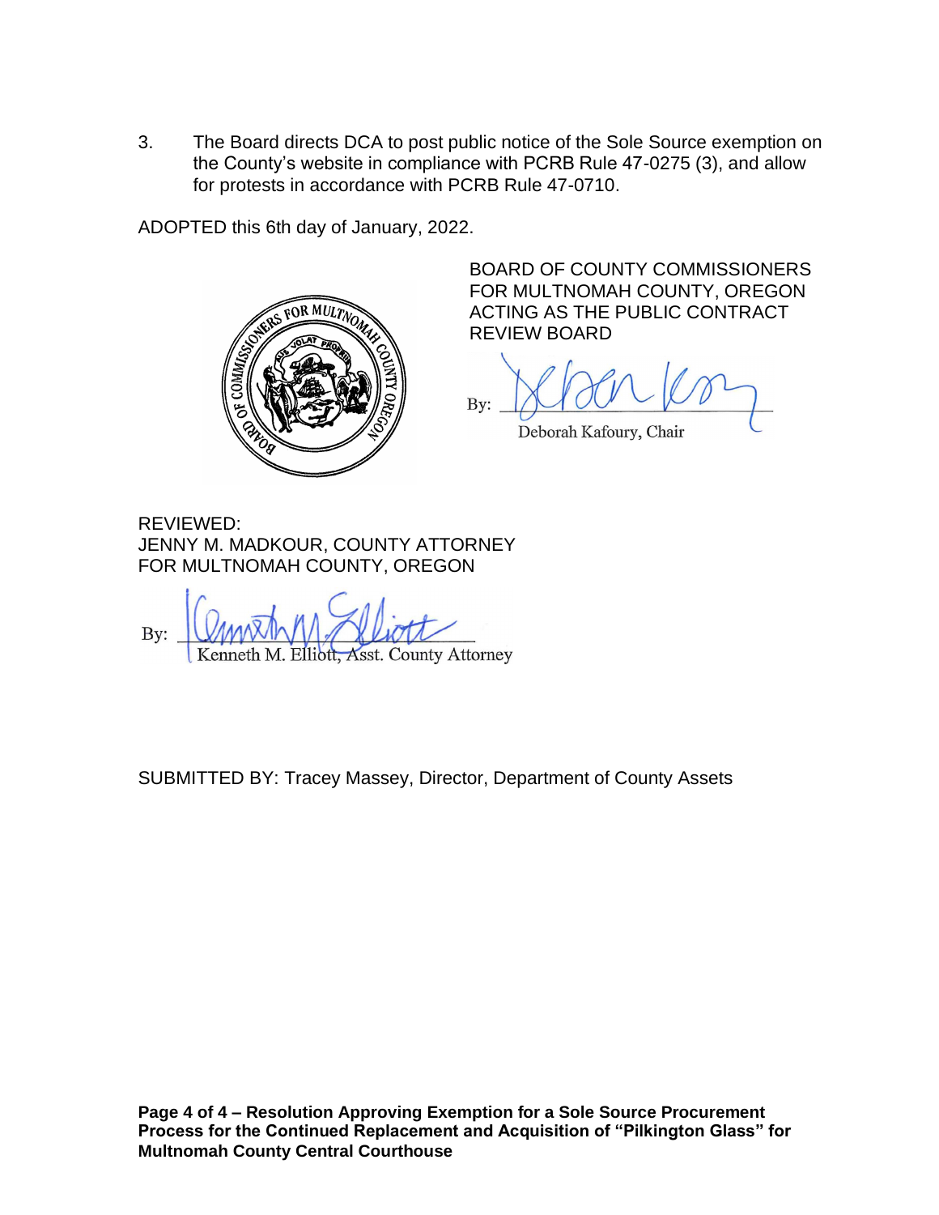3. The Board directs DCA to post public notice of the Sole Source exemption on the County's website in compliance with PCRB Rule 47-0275 (3), and allow for protests in accordance with PCRB Rule 47-0710.

ADOPTED this 6th day of January, 2022.

BOARD OF COUNTY COMMISSIONERS
FOR MULTNOMAH COUNTY, OREGON
ACTING AS THE PUBLIC CONTRACT
REVIEW BOARD

By: ______________________
Deborah Kafoury, Chair

REVIEWED:
JENNY M. MADKOUR, COUNTY ATTORNEY
FOR MULTNOMAH COUNTY, OREGON

By: ______________________
Kenneth M. Elliott, Asst. County Attorney

SUBMITTED BY: Tracey Massey, Director, Department of County Assets

**Page 4 of 4 – Resolution Approving Exemption for a Sole Source Procurement Process for the Continued Replacement and Acquisition of "Pilkington Glass" for Multnomah County Central Courthouse**